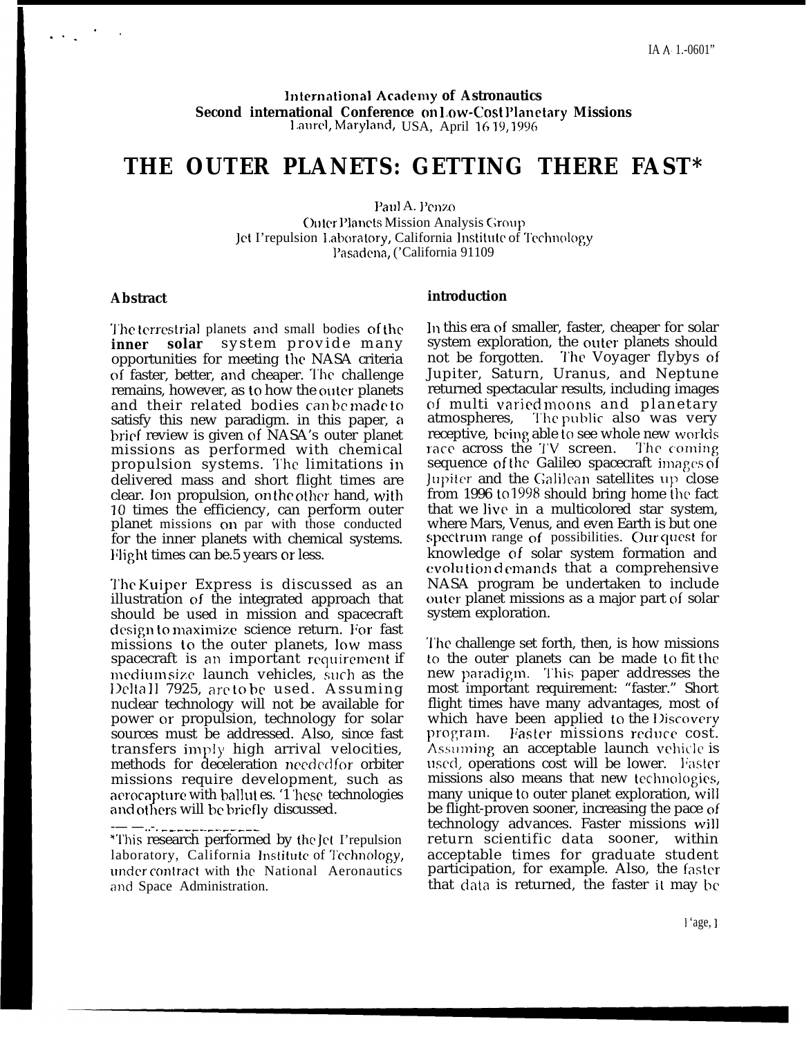IAA 1.-0601"

International Academy of Astronautics
Second International Conference on Low-Cost Planetary Missions
Laurel, Maryland, USA, April 16-19, 1996

# THE OUTER PLANETS: GETTING THERE FAST*

Paul A. Penzo
Outer Planets Mission Analysis Group
Jet Propulsion Laboratory, California Institute of Technology
Pasadena, California 91109

## Abstract

The terrestrial planets and small bodies of the **inner solar** system provide many opportunities for meeting the NASA criteria of faster, better, and cheaper. The challenge remains, however, as to how the outer planets and their related bodies can be made to satisfy this new paradigm. in this paper, a brief review is given of NASA's outer planet missions as performed with chemical propulsion systems. The limitations in delivered mass and short flight times are clear. Ion propulsion, on the other hand, with 10 times the efficiency, can perform outer planet missions on par with those conducted for the inner planets with chemical systems. Flight times can be 5 years or less.

The Kuiper Express is discussed as an illustration of the integrated approach that should be used in mission and spacecraft design to maximize science return. For fast missions to the outer planets, low mass spacecraft is an important requirement if medium size launch vehicles, such as the Delta II 7925, are to be used. Assuming nuclear technology will not be available for power or propulsion, technology for solar sources must be addressed. Also, since fast transfers imply high arrival velocities, methods for deceleration needed for orbiter missions require development, such as aerocapture with ballutes. These technologies and others will be briefly discussed.

*This research performed by the Jet Propulsion laboratory, California Institute of Technology, under contract with the National Aeronautics and Space Administration.

## introduction

In this era of smaller, faster, cheaper for solar system exploration, the outer planets should not be forgotten. The Voyager flybys of Jupiter, Saturn, Uranus, and Neptune returned spectacular results, including images of multi varied moons and planetary atmospheres. The public also was very receptive, being able to see whole new worlds race across the TV screen. The coming sequence of the Galileo spacecraft images of Jupiter and the Galilean satellites up close from 1996 to 1998 should bring home the fact that we live in a multicolored star system, where Mars, Venus, and even Earth is but one spectrum range of possibilities. Our quest for knowledge of solar system formation and evolution demands that a comprehensive NASA program be undertaken to include outer planet missions as a major part of solar system exploration.

The challenge set forth, then, is how missions to the outer planets can be made to fit the new paradigm. This paper addresses the most important requirement: "faster." Short flight times have many advantages, most of which have been applied to the Discovery program. Faster missions reduce cost. Assuming an acceptable launch vehicle is used, operations cost will be lower. Faster missions also means that new technologies, many unique to outer planet exploration, will be flight-proven sooner, increasing the pace of technology advances. Faster missions will return scientific data sooner, within acceptable times for graduate student participation, for example. Also, the faster that data is returned, the faster it may be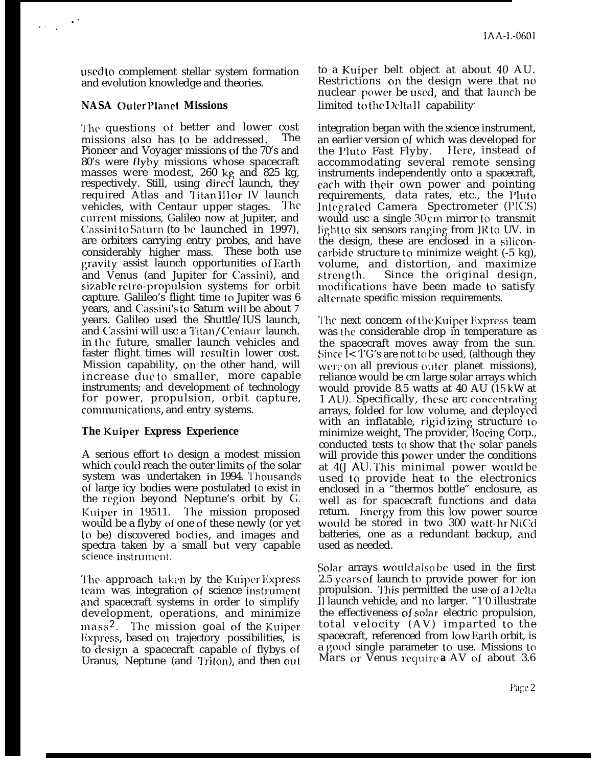used to complement stellar system formation and evolution knowledge and theories.

## NASA Outer Planet Missions

The questions of better and lower cost missions also has to be addressed. The Pioneer and Voyager missions of the 70's and 80's were flyby missions whose spacecraft masses were modest, 260 kg and 825 kg, respectively. Still, using direct launch, they required Atlas and Titan III or IV launch vehicles, with Centaur upper stages. The current missions, Galileo now at Jupiter, and Cassini to Saturn (to be launched in 1997), are orbiters carrying entry probes, and have considerably higher mass. These both use gravity assist launch opportunities of Earth and Venus (and Jupiter for Cassini), and sizable retro-propulsion systems for orbit capture. Galileo's flight time to Jupiter was 6 years, and Cassini's to Saturn will be about 7 years. Galileo used the Shuttle/IUS launch, and Cassini will use a Titan/Centaur launch. in the future, smaller launch vehicles and faster flight times will result in lower cost. Mission capability, on the other hand, will increase due to smaller, more capable instruments; and development of technology for power, propulsion, orbit capture, communications, and entry systems.

## The Kuiper Express Experience

A serious effort to design a modest mission which could reach the outer limits of the solar system was undertaken in 1994. Thousands of large icy bodies were postulated to exist in the region beyond Neptune's orbit by G. Kuiper in 19511. The mission proposed would be a flyby of one of these newly (or yet to be) discovered bodies, and images and spectra taken by a small but very capable science instrument.

The approach taken by the Kuiper Express team was integration of science instrument and spacecraft systems in order to simplify development, operations, and minimize mass[2]. The mission goal of the Kuiper Express, based on trajectory possibilities, is to design a spacecraft capable of flybys of Uranus, Neptune (and Triton), and then out to a Kuiper belt object at about 40 AU. Restrictions on the design were that no nuclear power be used, and that launch be limited to the Delta II capability

integration began with the science instrument, an earlier version of which was developed for the Pluto Fast Flyby. Here, instead of accommodating several remote sensing instruments independently onto a spacecraft, each with their own power and pointing requirements, data rates, etc., the Pluto Integrated Camera Spectrometer (PICS) would use a single 30 cm mirror to transmit light to six sensors ranging from IR to UV. in the design, these are enclosed in a silicon-carbide structure to minimize weight (-5 kg), volume, and distortion, and maximize strength. Since the original design, modifications have been made to satisfy alternate specific mission requirements.

The next concern of the Kuiper Express team was the considerable drop in temperature as the spacecraft moves away from the sun. Since RTG's are not to be used, (although they were on all previous outer planet missions), reliance would be cm large solar arrays which would provide 8.5 watts at 40 AU (15 kW at 1 AU). Specifically, these arc concentrating arrays, folded for low volume, and deployed with an inflatable, rigidizing structure to minimize weight, The provider, Boeing Corp., conducted tests to show that the solar panels will provide this power under the conditions at 40 AU. This minimal power would be used to provide heat to the electronics enclosed in a "thermos bottle" enclosure, as well as for spacecraft functions and data return. Energy from this low power source would be stored in two 300 watt-hr NiCd batteries, one as a redundant backup, and used as needed.

Solar arrays would also be used in the first 2.5 years of launch to provide power for ion propulsion. This permitted the use of a Delta II launch vehicle, and no larger. "To illustrate the effectiveness of solar electric propulsion, total velocity ($\Delta V$) imparted to the spacecraft, referenced from low Earth orbit, is a good single parameter to use. Missions to Mars or Venus require a $\Delta V$ of about 3.6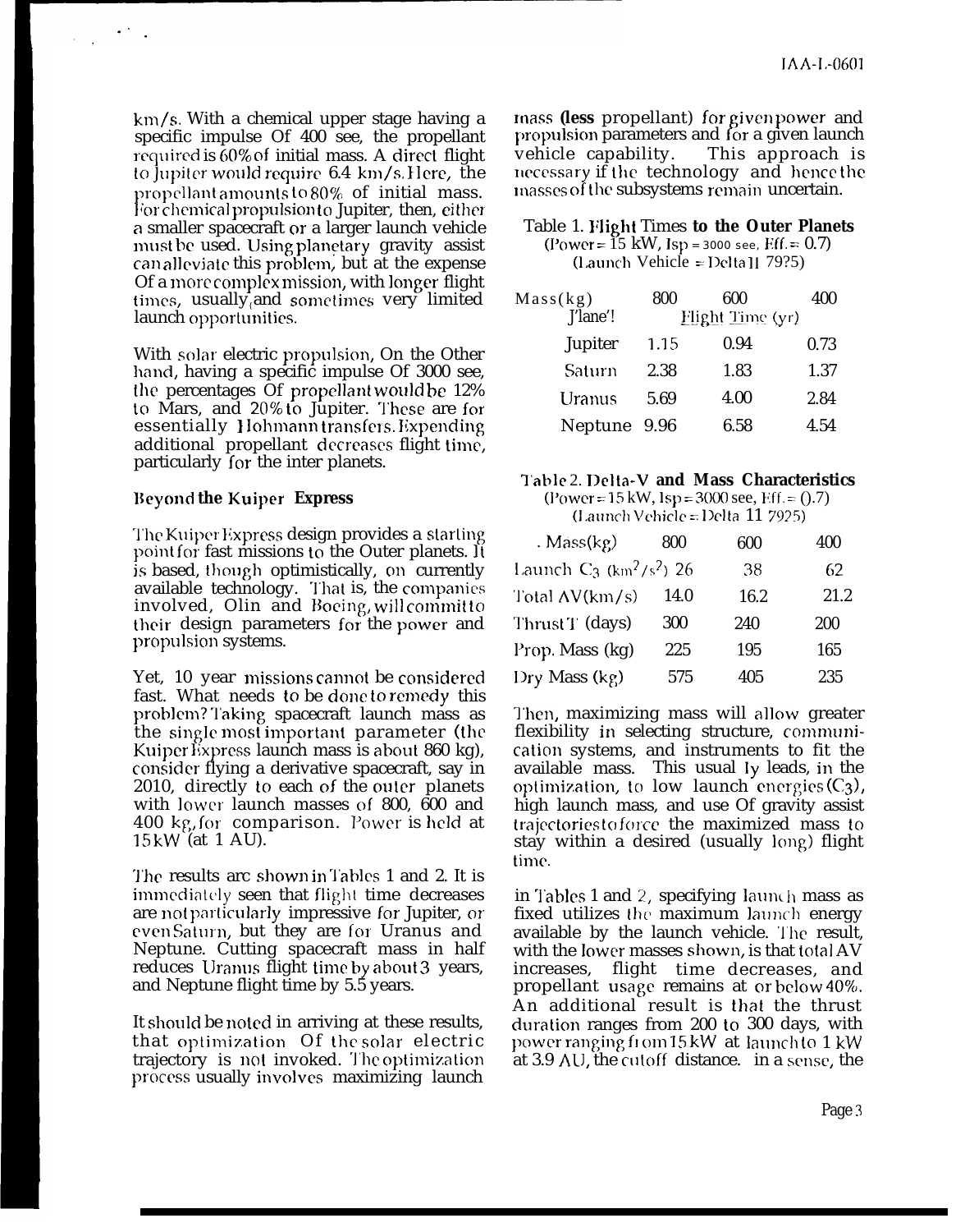km/s. With a chemical upper stage having a specific impulse Of 400 see, the propellant required is 60% of initial mass. A direct flight to Jupiter would require 6.4 km/s. Here, the propellant amounts to 80% of initial mass. For chemical propulsion to Jupiter, then, either a smaller spacecraft or a larger launch vehicle must be used. Using planetary gravity assist can alleviate this problem, but at the expense Of a more complex mission, with longer flight times, usually and sometimes very limited launch opportunities.

With solar electric propulsion, On the Other hand, having a specific impulse Of 3000 see, the percentages Of propellant would be 12% to Mars, and 20% to Jupiter. These are for essentially Hohmann transfers. Expending additional propellant decreases flight time, particularly for the inter planets.

## Beyond the Kuiper Express

The Kuiper Express design provides a starting point for fast missions to the Outer planets. It is based, though optimistically, on currently available technology. That is, the companies involved, Olin and Boeing, will commit to their design parameters for the power and propulsion systems.

Yet, 10 year missions cannot be considered fast. What needs to be done to remedy this problem? Taking spacecraft launch mass as the single most important parameter (the Kuiper Express launch mass is about 860 kg), consider flying a derivative spacecraft, say in 2010, directly to each of the outer planets with lower launch masses of 800, 600 and 400 kg, for comparison. Power is held at 15 kW (at 1 AU).

The results are shown in Tables 1 and 2. It is immediately seen that flight time decreases are not particularly impressive for Jupiter, or even Saturn, but they are for Uranus and Neptune. Cutting spacecraft mass in half reduces Uranus flight time by about 3 years, and Neptune flight time by 5.5 years.

It should be noted in arriving at these results, that optimization Of the solar electric trajectory is not invoked. The optimization process usually involves maximizing launch mass (less propellant) for given power and propulsion parameters and for a given launch vehicle capability. This approach is necessary if the technology and hence the masses of the subsystems remain uncertain.

**Table 1. Flight Times to the Outer Planets**
(Power = 15 kW, Isp = 3000 see, Eff. = 0.7)
(Launch Vehicle = Delta II 79?5)

| Mass(kg) | 800 | 600 | 400 |
|---|---|---|---|
| Plane'! | Flight Time (yr) | | |
| Jupiter | 1.15 | 0.94 | 0.73 |
| Saturn | 2.38 | 1.83 | 1.37 |
| Uranus | 5.69 | 4.00 | 2.84 |
| Neptune | 9.96 | 6.58 | 4.54 |

**Table 2. Delta-V and Mass Characteristics**
(Power = 15 kW, Isp = 3000 see, Eff. = 0.7)
(Launch Vehicle = Delta 11 7925)

| Mass(kg) | 800 | 600 | 400 |
|---|---|---|---|
| Launch $C_3$ ($km^2/s^2$) | 26 | 38 | 62 |
| Total $\Delta V$(km/s) | 14.0 | 16.2 | 21.2 |
| Thrust T (days) | 300 | 240 | 200 |
| Prop. Mass (kg) | 225 | 195 | 165 |
| Dry Mass (kg) | 575 | 405 | 235 |

Then, maximizing mass will allow greater flexibility in selecting structure, communication systems, and instruments to fit the available mass. This usually leads, in the optimization, to low launch energies ($C_3$), high launch mass, and use Of gravity assist trajectories to force the maximized mass to stay within a desired (usually long) flight time.

in Tables 1 and 2, specifying launch mass as fixed utilizes the maximum launch energy available by the launch vehicle. The result, with the lower masses shown, is that total $\Delta V$ increases, flight time decreases, and propellant usage remains at or below 40%. An additional result is that the thrust duration ranges from 200 to 300 days, with power ranging from 15 kW at launch to 1 kW at 3.9 AU, the cutoff distance. in a sense, the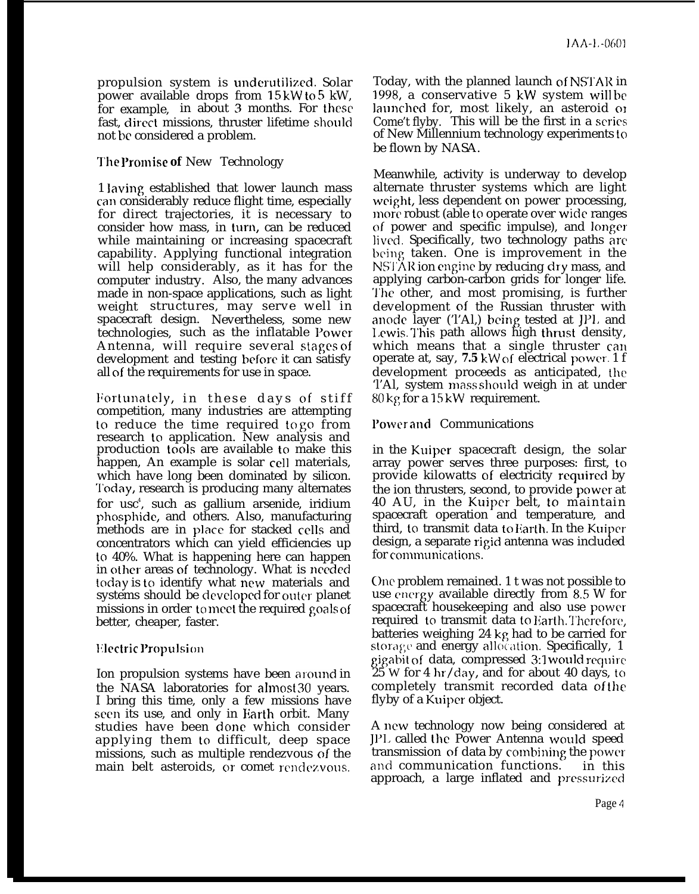propulsion system is underutilized. Solar power available drops from 15 kW to 5 kW, for example, in about 3 months. For these fast, direct missions, thruster lifetime should not be considered a problem.

## The Promise of New Technology

Having established that lower launch mass can considerably reduce flight time, especially for direct trajectories, it is necessary to consider how mass, in turn, can be reduced while maintaining or increasing spacecraft capability. Applying functional integration will help considerably, as it has for the computer industry. Also, the many advances made in non-space applications, such as light weight structures, may serve well in spacecraft design. Nevertheless, some new technologies, such as the inflatable Power Antenna, will require several stages of development and testing before it can satisfy all of the requirements for use in space.

Fortunately, in these days of stiff competition, many industries are attempting to reduce the time required to go from research to application. New analysis and production tools are available to make this happen, An example is solar cell materials, which have long been dominated by silicon. Today, research is producing many alternates for use[4], such as gallium arsenide, iridium phosphide, and others. Also, manufacturing methods are in place for stacked cells and concentrators which can yield efficiencies up to 40%. What is happening here can happen in other areas of technology. What is needed today is to identify what new materials and systems should be developed for outer planet missions in order to meet the required goals of better, cheaper, faster.

## Electric Propulsion

Ion propulsion systems have been around in the NASA laboratories for almost 30 years. I bring this time, only a few missions have seen its use, and only in Earth orbit. Many studies have been done which consider applying them to difficult, deep space missions, such as multiple rendezvous of the main belt asteroids, or comet rendezvous. Today, with the planned launch of NSTAR in 1998, a conservative 5 kW system will be launched for, most likely, an asteroid or Come't flyby. This will be the first in a series of New Millennium technology experiments to be flown by NASA.

Meanwhile, activity is underway to develop alternate thruster systems which are light weight, less dependent on power processing, more robust (able to operate over wide ranges of power and specific impulse), and longer lived. Specifically, two technology paths are being taken. One is improvement in the NSTAR ion engine by reducing dry mass, and applying carbon-carbon grids for longer life. The other, and most promising, is further development of the Russian thruster with anode layer (TAL) being tested at JPL and Lewis. This path allows high thrust density, which means that a single thruster can operate at, say, **7.5** kW of electrical power. If development proceeds as anticipated, the TAL system mass should weigh in at under 80 kg for a 15 kW requirement.

## Power and Communications

in the Kuiper spacecraft design, the solar array power serves three purposes: first, to provide kilowatts of electricity required by the ion thrusters, second, to provide power at 40 AU, in the Kuiper belt, to maintain spacecraft operation and temperature, and third, to transmit data to Earth. In the Kuiper design, a separate rigid antenna was included for communications.

One problem remained. It was not possible to use energy available directly from 8.5 W for spacecraft housekeeping and also use power required to transmit data to Earth. Therefore, batteries weighing 24 kg had to be carried for storage and energy allocation. Specifically, 1 gigabit of data, compressed 3:1 would require 25 W for 4 hr/day, and for about 40 days, to completely transmit recorded data of the flyby of a Kuiper object.

A new technology now being considered at JPL called the Power Antenna would speed transmission of data by combining the power and communication functions. in this approach, a large inflated and pressurized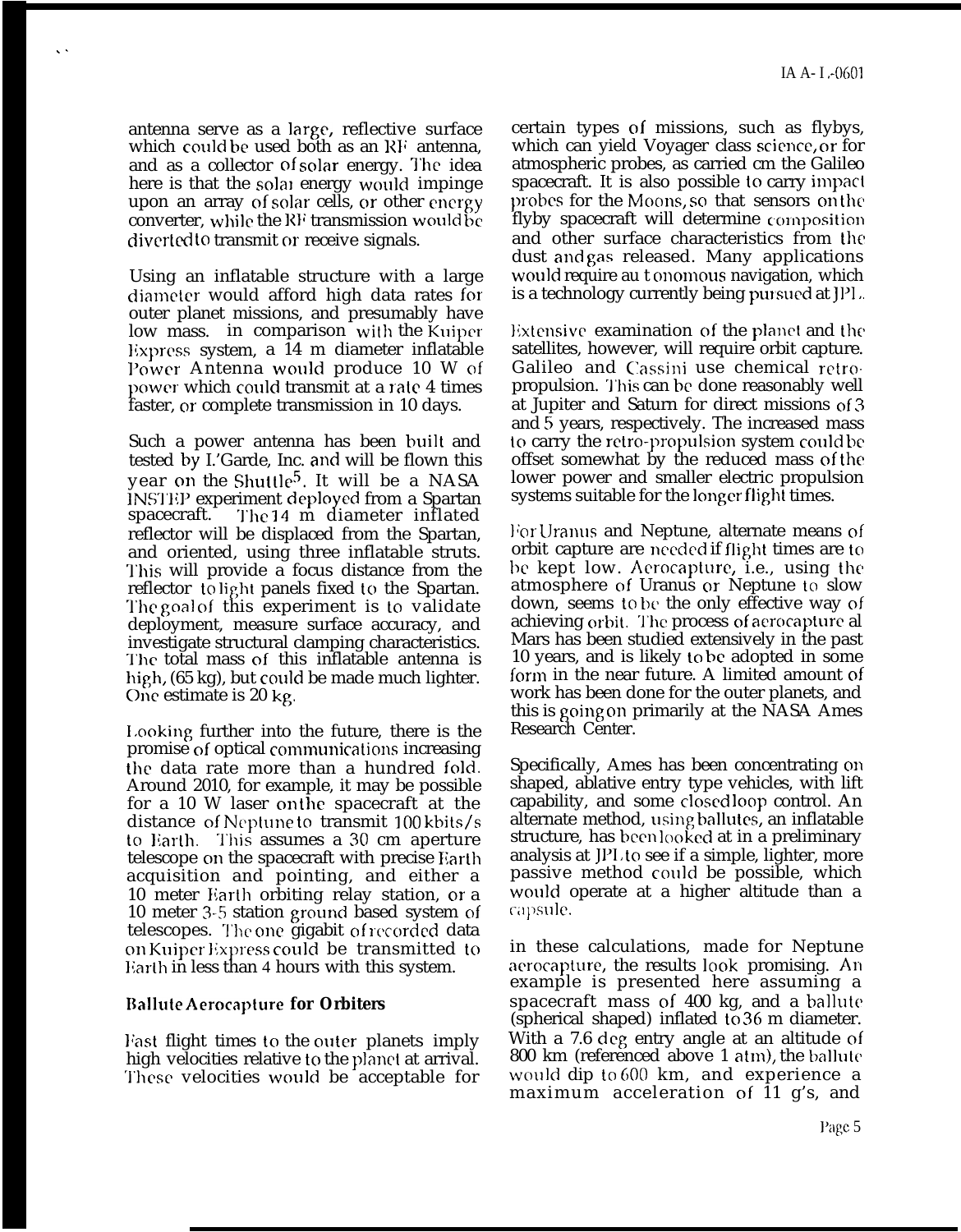antenna serve as a large, reflective surface which could be used both as an RF antenna, and as a collector of solar energy. The idea here is that the solar energy would impinge upon an array of solar cells, or other energy converter, while the RF transmission would be diverted to transmit or receive signals.

Using an inflatable structure with a large diameter would afford high data rates for outer planet missions, and presumably have low mass. in comparison with the Kuiper Express system, a 14 m diameter inflatable Power Antenna would produce 10 W of power which could transmit at a rate 4 times faster, or complete transmission in 10 days.

Such a power antenna has been built and tested by L'Garde, Inc. and will be flown this year on the Shuttle[5]. It will be a NASA INSTEP experiment deployed from a Spartan spacecraft. The 14 m diameter inflated reflector will be displaced from the Spartan, and oriented, using three inflatable struts. This will provide a focus distance from the reflector to light panels fixed to the Spartan. The goal of this experiment is to validate deployment, measure surface accuracy, and investigate structural clamping characteristics. The total mass of this inflatable antenna is high, (65 kg), but could be made much lighter. One estimate is 20 kg.

Looking further into the future, there is the promise of optical communications increasing the data rate more than a hundred fold. Around 2010, for example, it may be possible for a 10 W laser on the spacecraft at the distance of Neptune to transmit 100 kbits/s to Earth. This assumes a 30 cm aperture telescope on the spacecraft with precise Earth acquisition and pointing, and either a 10 meter Earth orbiting relay station, or a 10 meter 3-5 station ground based system of telescopes. The one gigabit of recorded data on Kuiper Express could be transmitted to Earth in less than 4 hours with this system.

### Ballute Aerocapture for Orbiters

Fast flight times to the outer planets imply high velocities relative to the planet at arrival. These velocities would be acceptable for certain types of missions, such as flybys, which can yield Voyager class science, or for atmospheric probes, as carried on the Galileo spacecraft. It is also possible to carry impact probes for the Moons, so that sensors on the flyby spacecraft will determine composition and other surface characteristics from the dust and gas released. Many applications would require autonomous navigation, which is a technology currently being pursued at JPL.

Extensive examination of the planet and the satellites, however, will require orbit capture. Galileo and Cassini use chemical retro-propulsion. This can be done reasonably well at Jupiter and Saturn for direct missions of 3 and 5 years, respectively. The increased mass to carry the retro-propulsion system could be offset somewhat by the reduced mass of the lower power and smaller electric propulsion systems suitable for the longer flight times.

For Uranus and Neptune, alternate means of orbit capture are needed if flight times are to be kept low. Aerocapture, i.e., using the atmosphere of Uranus or Neptune to slow down, seems to be the only effective way of achieving orbit. The process of aerocapture at Mars has been studied extensively in the past 10 years, and is likely to be adopted in some form in the near future. A limited amount of work has been done for the outer planets, and this is going on primarily at the NASA Ames Research Center.

Specifically, Ames has been concentrating on shaped, ablative entry type vehicles, with lift capability, and some closed loop control. An alternate method, using ballutes, an inflatable structure, has been looked at in a preliminary analysis at JPL to see if a simple, lighter, more passive method could be possible, which would operate at a higher altitude than a capsule.

in these calculations, made for Neptune aerocapture, the results look promising. An example is presented here assuming a spacecraft mass of 400 kg, and a ballute (spherical shaped) inflated to 36 m diameter. With a 7.6 deg entry angle at an altitude of 800 km (referenced above 1 atm), the ballute would dip to 600 km, and experience a maximum acceleration of 11 g's, and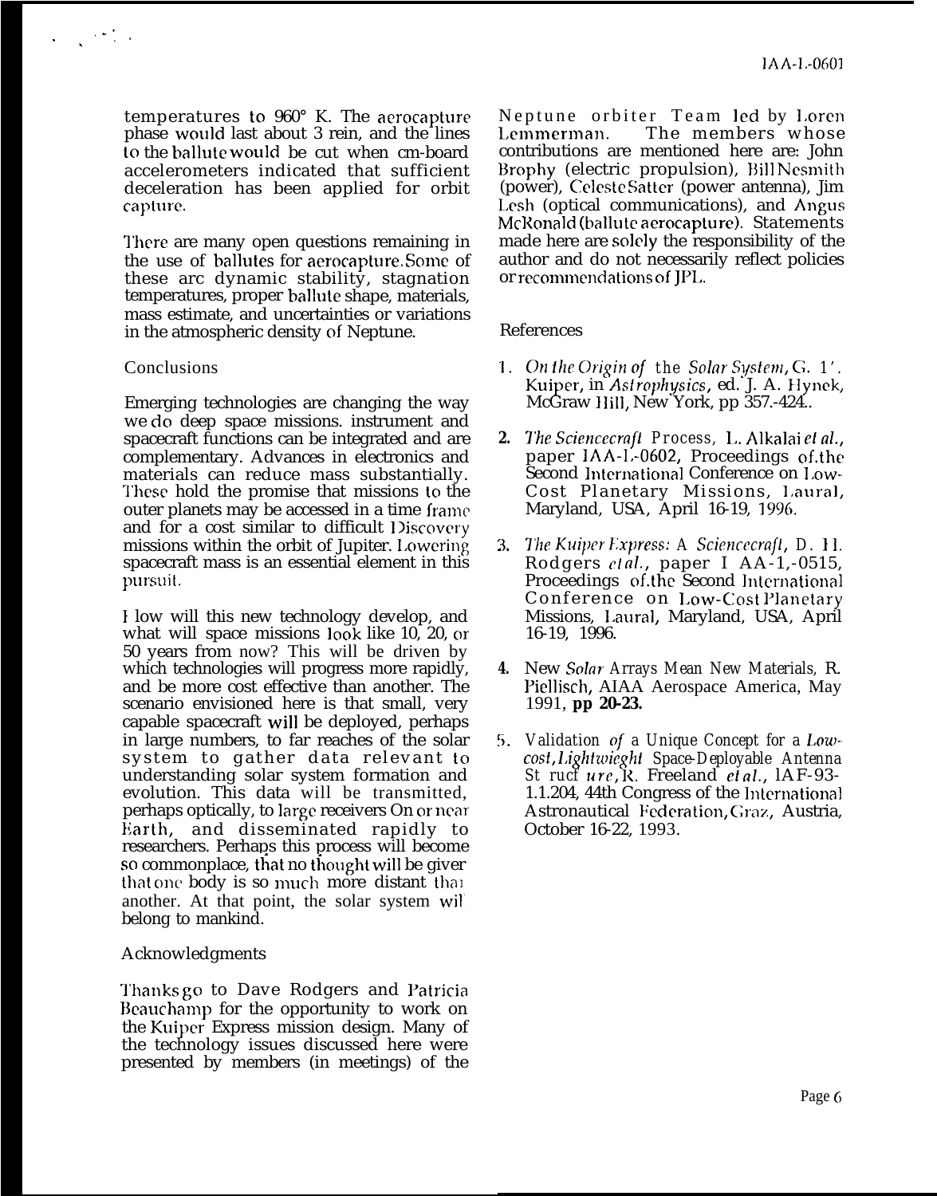temperatures to 960° K. The aerocapture phase would last about 3 rein, and the lines to the ballute would be cut when cm-board accelerometers indicated that sufficient deceleration has been applied for orbit capture.

There are many open questions remaining in the use of ballutes for aerocapture. Some of these arc dynamic stability, stagnation temperatures, proper ballute shape, materials, mass estimate, and uncertainties or variations in the atmospheric density of Neptune.

## Conclusions

Emerging technologies are changing the way we do deep space missions. instrument and spacecraft functions can be integrated and are complementary. Advances in electronics and materials can reduce mass substantially. These hold the promise that missions to the outer planets may be accessed in a time frame and for a cost similar to difficult Discovery missions within the orbit of Jupiter. Lowering spacecraft mass is an essential element in this pursuit.

How will this new technology develop, and what will space missions look like 10, 20, or 50 years from now? This will be driven by which technologies will progress more rapidly, and be more cost effective than another. The scenario envisioned here is that small, very capable spacecraft will be deployed, perhaps in large numbers, to far reaches of the solar system to gather data relevant to understanding solar system formation and evolution. This data will be transmitted, perhaps optically, to large receivers On or near Earth, and disseminated rapidly to researchers. Perhaps this process will become so commonplace, that no thought will be giver that one body is so much more distant than another. At that point, the solar system will belong to mankind.

## Acknowledgments

Thanks go to Dave Rodgers and Patricia Beauchamp for the opportunity to work on the Kuiper Express mission design. Many of the technology issues discussed here were presented by members (in meetings) of the Neptune orbiter Team led by Loren Lemmerman. The members whose contributions are mentioned here are: John Brophy (electric propulsion), Bill Nesmith (power), Celeste Satter (power antenna), Jim Lesh (optical communications), and Angus McRonald (ballute aerocapture). Statements made here are solely the responsibility of the author and do not necessarily reflect policies or recommendations of JPL.

## References

1. *On the Origin of the Solar System*, G. P. Kuiper, in *Astrophysics*, ed. J. A. Hynek, McGraw Hill, New York, pp 357.-424..

2. *The Sciencecraft Process*, L. Alkalai *et al.*, paper IAA-L-0602, Proceedings of the Second International Conference on Low-Cost Planetary Missions, Laural, Maryland, USA, April 16-19, 1996.

3. *The Kuiper Express: A Sciencecraft*, D. H. Rodgers *et al.*, paper IAA-L-0515, Proceedings of the Second International Conference on Low-Cost Planetary Missions, Laural, Maryland, USA, April 16-19, 1996.

4. *New Solar Arrays Mean New Materials*, R. Piellisch, AIAA Aerospace America, May 1991, **pp 20-23.**

5. *Validation of a Unique Concept for a Low-cost, Lightwieght Space-Deployable Antenna Structure*, R. Freeland *et al.*, IAF-93-1.1.204, 44th Congress of the International Astronautical Federation, Graz, Austria, October 16-22, 1993.